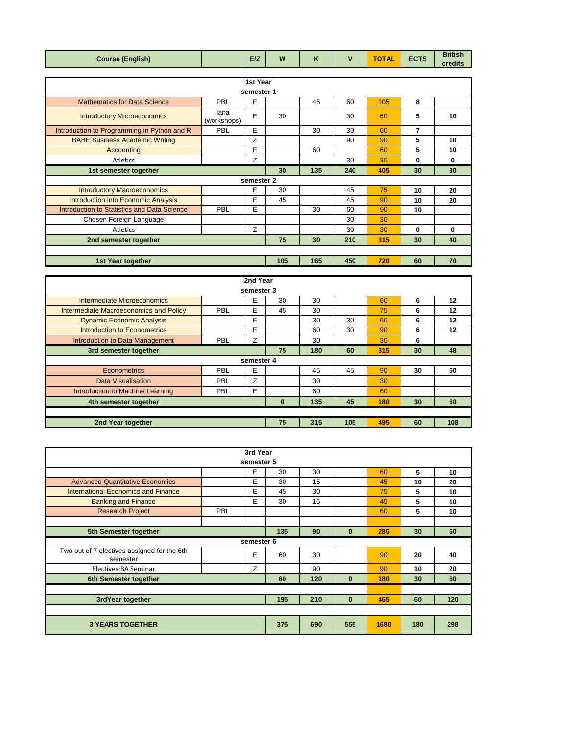| Course (English) | | E/Z | W | K | V | TOTAL | ECTS | British credits |
|---|---|---|---|---|---|---|---|---|
| **1st Year** | | | | | | | | |
| **semester 1** | | | | | | | | |
| Mathematics for Data Science | PBL | E | | 45 | 60 | 105 | 8 | |
| Introductory Microeconomics | Iana (workshops) | E | 30 | | 30 | 60 | 5 | 10 |
| Introduction to Programming in Python and R | PBL | E | | 30 | 30 | 60 | 7 | |
| BABE Business Academic Writing | | Z | | | 90 | 90 | 5 | 10 |
| Accounting | | E | | 60 | | 60 | 5 | 10 |
| Atletics | | Z | | | 30 | 30 | 0 | 0 |
| **1st semester together** | | | **30** | **135** | **240** | **405** | **30** | **30** |
| **semester 2** | | | | | | | | |
| Introductory Macroeconomics | | E | 30 | | 45 | 75 | 10 | 20 |
| Introduction into Economic Analysis | | E | 45 | | 45 | 90 | 10 | 20 |
| Introduction to Statistics and Data Science | PBL | E | | 30 | 60 | 90 | 10 | |
| Chosen Foreign Language | | | | | 30 | 30 | | |
| Atletics | | Z | | | 30 | 30 | 0 | 0 |
| **2nd semester together** | | | **75** | **30** | **210** | **315** | **30** | **40** |
| **1st Year together** | | | **105** | **165** | **450** | **720** | **60** | **70** |
| **2nd Year** | | | | | | | | |
| **semester 3** | | | | | | | | |
| Intermediate Microeconomics | | E | 30 | 30 | | 60 | 6 | 12 |
| Intermediate Macroeconomics and Policy | PBL | E | 45 | 30 | | 75 | 6 | 12 |
| Dynamic Economic Analysis | | E | | 30 | 30 | 60 | 6 | 12 |
| Introduction to Econometrics | | E | | 60 | 30 | 90 | 6 | 12 |
| Introduction to Data Management | PBL | Z | | 30 | | 30 | 6 | |
| **3rd semester together** | | | **75** | **180** | **60** | **315** | **30** | **48** |
| **semester 4** | | | | | | | | |
| Econometrics | PBL | E | | 45 | 45 | 90 | 30 | 60 |
| Data Visualisation | PBL | Z | | 30 | | 30 | | |
| Introduction to Machine Learning | PBL | E | | 60 | | 60 | | |
| **4th semester together** | | | **0** | **135** | **45** | **180** | **30** | **60** |
| **2nd Year together** | | | **75** | **315** | **105** | **495** | **60** | **108** |
| **3rd Year** | | | | | | | | |
| **semester 5** | | | | | | | | |
| | | E | 30 | 30 | | 60 | 5 | 10 |
| Advanced Quantitative Economics | | E | 30 | 15 | | 45 | 10 | 20 |
| International Economics and Finance | | E | 45 | 30 | | 75 | 5 | 10 |
| Banking and Finance | | E | 30 | 15 | | 45 | 5 | 10 |
| Research Project | PBL | | | | | 60 | 5 | 10 |
| **5th Semester together** | | | **135** | **90** | **0** | **285** | **30** | **60** |
| **semester 6** | | | | | | | | |
| Two out of 7 electives assigned for the 6th semester | | E | 60 | 30 | | 90 | 20 | 40 |
| Electives:BA Seminar | | Z | | 90 | | 90 | 10 | 20 |
| **6th Semester together** | | | **60** | **120** | **0** | **180** | **30** | **60** |
| **3rdYear together** | | | **195** | **210** | **0** | **465** | **60** | **120** |
| **3 YEARS TOGETHER** | | | **375** | **690** | **555** | **1680** | **180** | **298** |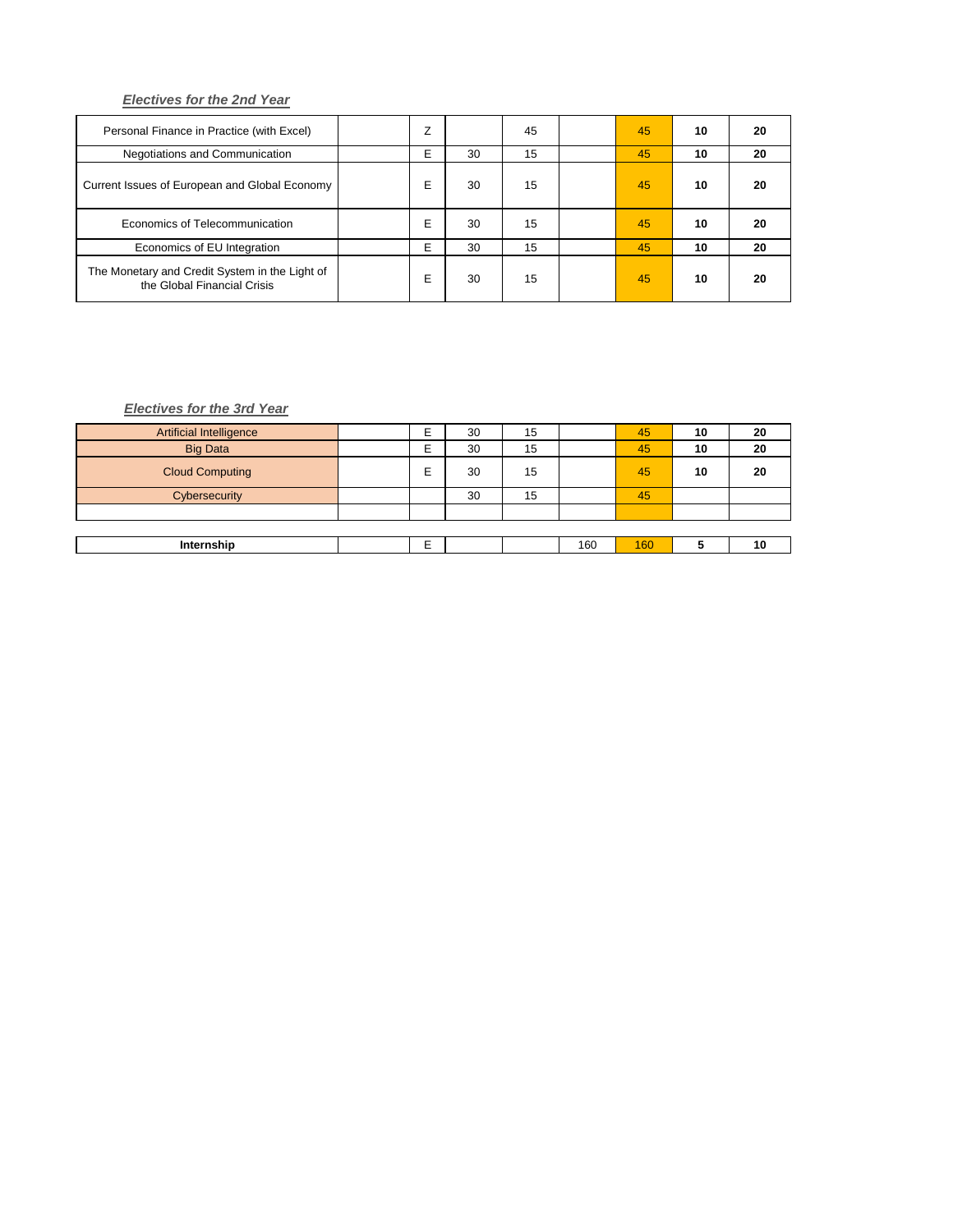***Electives for the 2nd Year***

| | | | | | | | | |
|---|---|---|---|---|---|---|---|---|
| Personal Finance in Practice (with Excel) | | Z | | 45 | | 45 | **10** | **20** |
| Negotiations and Communication | | E | 30 | 15 | | 45 | **10** | **20** |
| Current Issues of European and Global Economy | | E | 30 | 15 | | 45 | **10** | **20** |
| Economics of Telecommunication | | E | 30 | 15 | | 45 | **10** | **20** |
| Economics of EU Integration | | E | 30 | 15 | | 45 | **10** | **20** |
| The Monetary and Credit System in the Light of the Global Financial Crisis | | E | 30 | 15 | | 45 | **10** | **20** |

***Electives for the 3rd Year***

| | | | | | | | | |
|---|---|---|---|---|---|---|---|---|
| Artificial Intelligence | | E | 30 | 15 | | 45 | **10** | **20** |
| Big Data | | E | 30 | 15 | | 45 | **10** | **20** |
| Cloud Computing | | E | 30 | 15 | | 45 | **10** | **20** |
| Cybersecurity | | | 30 | 15 | | 45 | | |
| | | | | | | | | |
| **Internship** | | E | | | 160 | 160 | **5** | **10** |